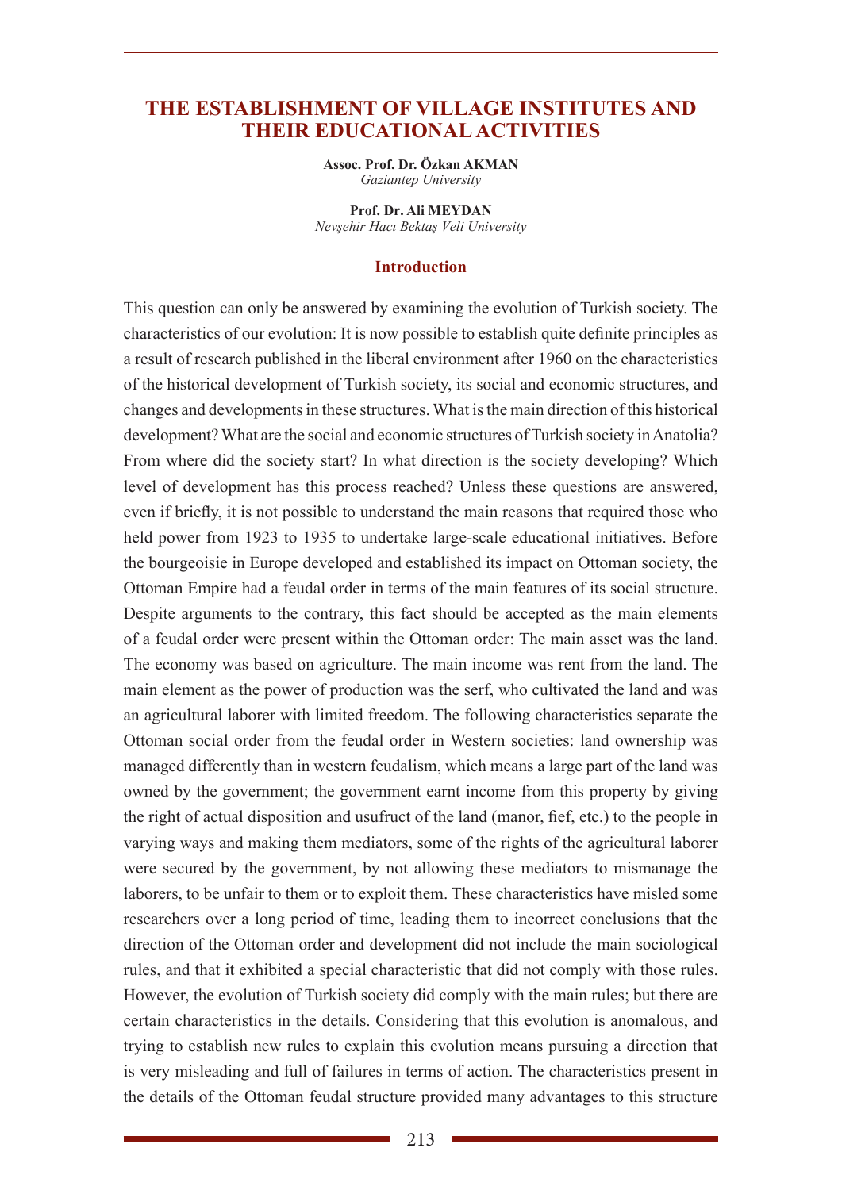# THE ESTABLISHMENT OF VILLAGE INSTITUTES AND THEIR EDUCATIONAL ACTIVITIES

**Assoc. Prof. Dr. Özkan AKMAN**
*Gaziantep University*

**Prof. Dr. Ali MEYDAN**
*Nevşehir Hacı Bektaş Veli University*

## Introduction

This question can only be answered by examining the evolution of Turkish society. The characteristics of our evolution: It is now possible to establish quite definite principles as a result of research published in the liberal environment after 1960 on the characteristics of the historical development of Turkish society, its social and economic structures, and changes and developments in these structures. What is the main direction of this historical development? What are the social and economic structures of Turkish society in Anatolia? From where did the society start? In what direction is the society developing? Which level of development has this process reached? Unless these questions are answered, even if briefly, it is not possible to understand the main reasons that required those who held power from 1923 to 1935 to undertake large-scale educational initiatives. Before the bourgeoisie in Europe developed and established its impact on Ottoman society, the Ottoman Empire had a feudal order in terms of the main features of its social structure. Despite arguments to the contrary, this fact should be accepted as the main elements of a feudal order were present within the Ottoman order: The main asset was the land. The economy was based on agriculture. The main income was rent from the land. The main element as the power of production was the serf, who cultivated the land and was an agricultural laborer with limited freedom. The following characteristics separate the Ottoman social order from the feudal order in Western societies: land ownership was managed differently than in western feudalism, which means a large part of the land was owned by the government; the government earnt income from this property by giving the right of actual disposition and usufruct of the land (manor, fief, etc.) to the people in varying ways and making them mediators, some of the rights of the agricultural laborer were secured by the government, by not allowing these mediators to mismanage the laborers, to be unfair to them or to exploit them. These characteristics have misled some researchers over a long period of time, leading them to incorrect conclusions that the direction of the Ottoman order and development did not include the main sociological rules, and that it exhibited a special characteristic that did not comply with those rules. However, the evolution of Turkish society did comply with the main rules; but there are certain characteristics in the details. Considering that this evolution is anomalous, and trying to establish new rules to explain this evolution means pursuing a direction that is very misleading and full of failures in terms of action. The characteristics present in the details of the Ottoman feudal structure provided many advantages to this structure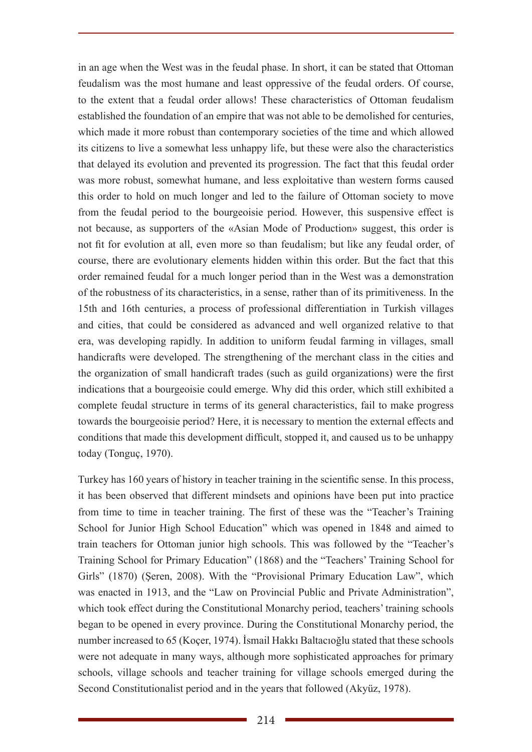in an age when the West was in the feudal phase. In short, it can be stated that Ottoman feudalism was the most humane and least oppressive of the feudal orders. Of course, to the extent that a feudal order allows! These characteristics of Ottoman feudalism established the foundation of an empire that was not able to be demolished for centuries, which made it more robust than contemporary societies of the time and which allowed its citizens to live a somewhat less unhappy life, but these were also the characteristics that delayed its evolution and prevented its progression. The fact that this feudal order was more robust, somewhat humane, and less exploitative than western forms caused this order to hold on much longer and led to the failure of Ottoman society to move from the feudal period to the bourgeoisie period. However, this suspensive effect is not because, as supporters of the «Asian Mode of Production» suggest, this order is not fit for evolution at all, even more so than feudalism; but like any feudal order, of course, there are evolutionary elements hidden within this order. But the fact that this order remained feudal for a much longer period than in the West was a demonstration of the robustness of its characteristics, in a sense, rather than of its primitiveness. In the 15th and 16th centuries, a process of professional differentiation in Turkish villages and cities, that could be considered as advanced and well organized relative to that era, was developing rapidly. In addition to uniform feudal farming in villages, small handicrafts were developed. The strengthening of the merchant class in the cities and the organization of small handicraft trades (such as guild organizations) were the first indications that a bourgeoisie could emerge. Why did this order, which still exhibited a complete feudal structure in terms of its general characteristics, fail to make progress towards the bourgeoisie period? Here, it is necessary to mention the external effects and conditions that made this development difficult, stopped it, and caused us to be unhappy today (Tonguç, 1970).

Turkey has 160 years of history in teacher training in the scientific sense. In this process, it has been observed that different mindsets and opinions have been put into practice from time to time in teacher training. The first of these was the "Teacher's Training School for Junior High School Education" which was opened in 1848 and aimed to train teachers for Ottoman junior high schools. This was followed by the "Teacher's Training School for Primary Education" (1868) and the "Teachers' Training School for Girls" (1870) (Şeren, 2008). With the "Provisional Primary Education Law", which was enacted in 1913, and the "Law on Provincial Public and Private Administration", which took effect during the Constitutional Monarchy period, teachers' training schools began to be opened in every province. During the Constitutional Monarchy period, the number increased to 65 (Koçer, 1974). İsmail Hakkı Baltacıoğlu stated that these schools were not adequate in many ways, although more sophisticated approaches for primary schools, village schools and teacher training for village schools emerged during the Second Constitutionalist period and in the years that followed (Akyüz, 1978).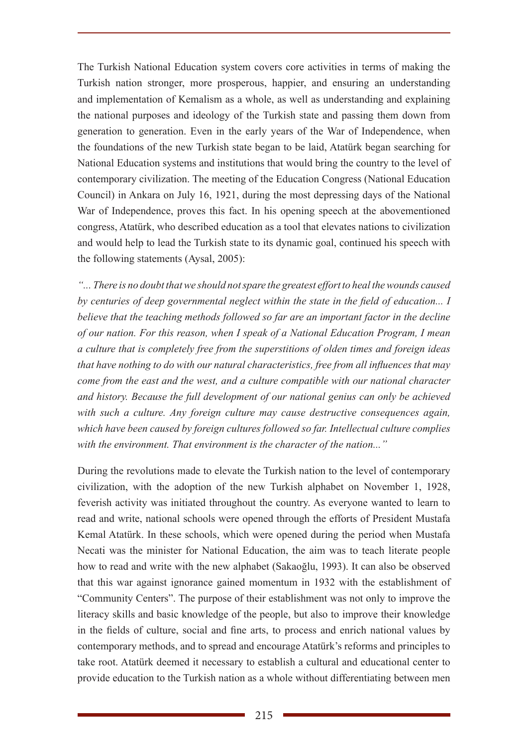The Turkish National Education system covers core activities in terms of making the Turkish nation stronger, more prosperous, happier, and ensuring an understanding and implementation of Kemalism as a whole, as well as understanding and explaining the national purposes and ideology of the Turkish state and passing them down from generation to generation. Even in the early years of the War of Independence, when the foundations of the new Turkish state began to be laid, Atatürk began searching for National Education systems and institutions that would bring the country to the level of contemporary civilization. The meeting of the Education Congress (National Education Council) in Ankara on July 16, 1921, during the most depressing days of the National War of Independence, proves this fact. In his opening speech at the abovementioned congress, Atatürk, who described education as a tool that elevates nations to civilization and would help to lead the Turkish state to its dynamic goal, continued his speech with the following statements (Aysal, 2005):

*"...There is no doubt that we should not spare the greatest effort to heal the wounds caused by centuries of deep governmental neglect within the state in the field of education... I believe that the teaching methods followed so far are an important factor in the decline of our nation. For this reason, when I speak of a National Education Program, I mean a culture that is completely free from the superstitions of olden times and foreign ideas that have nothing to do with our natural characteristics, free from all influences that may come from the east and the west, and a culture compatible with our national character and history. Because the full development of our national genius can only be achieved with such a culture. Any foreign culture may cause destructive consequences again, which have been caused by foreign cultures followed so far. Intellectual culture complies with the environment. That environment is the character of the nation..."*

During the revolutions made to elevate the Turkish nation to the level of contemporary civilization, with the adoption of the new Turkish alphabet on November 1, 1928, feverish activity was initiated throughout the country. As everyone wanted to learn to read and write, national schools were opened through the efforts of President Mustafa Kemal Atatürk. In these schools, which were opened during the period when Mustafa Necati was the minister for National Education, the aim was to teach literate people how to read and write with the new alphabet (Sakaoğlu, 1993). It can also be observed that this war against ignorance gained momentum in 1932 with the establishment of "Community Centers". The purpose of their establishment was not only to improve the literacy skills and basic knowledge of the people, but also to improve their knowledge in the fields of culture, social and fine arts, to process and enrich national values by contemporary methods, and to spread and encourage Atatürk's reforms and principles to take root. Atatürk deemed it necessary to establish a cultural and educational center to provide education to the Turkish nation as a whole without differentiating between men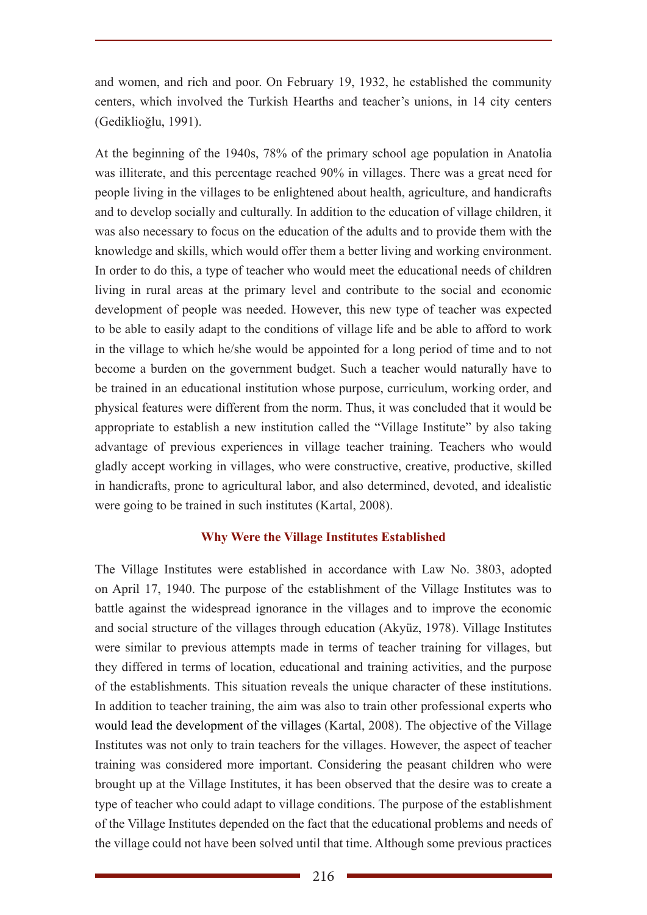and women, and rich and poor. On February 19, 1932, he established the community centers, which involved the Turkish Hearths and teacher's unions, in 14 city centers (Gediklioğlu, 1991).

At the beginning of the 1940s, 78% of the primary school age population in Anatolia was illiterate, and this percentage reached 90% in villages. There was a great need for people living in the villages to be enlightened about health, agriculture, and handicrafts and to develop socially and culturally. In addition to the education of village children, it was also necessary to focus on the education of the adults and to provide them with the knowledge and skills, which would offer them a better living and working environment. In order to do this, a type of teacher who would meet the educational needs of children living in rural areas at the primary level and contribute to the social and economic development of people was needed. However, this new type of teacher was expected to be able to easily adapt to the conditions of village life and be able to afford to work in the village to which he/she would be appointed for a long period of time and to not become a burden on the government budget. Such a teacher would naturally have to be trained in an educational institution whose purpose, curriculum, working order, and physical features were different from the norm. Thus, it was concluded that it would be appropriate to establish a new institution called the "Village Institute" by also taking advantage of previous experiences in village teacher training. Teachers who would gladly accept working in villages, who were constructive, creative, productive, skilled in handicrafts, prone to agricultural labor, and also determined, devoted, and idealistic were going to be trained in such institutes (Kartal, 2008).

## Why Were the Village Institutes Established

The Village Institutes were established in accordance with Law No. 3803, adopted on April 17, 1940. The purpose of the establishment of the Village Institutes was to battle against the widespread ignorance in the villages and to improve the economic and social structure of the villages through education (Akyüz, 1978). Village Institutes were similar to previous attempts made in terms of teacher training for villages, but they differed in terms of location, educational and training activities, and the purpose of the establishments. This situation reveals the unique character of these institutions. In addition to teacher training, the aim was also to train other professional experts who would lead the development of the villages (Kartal, 2008). The objective of the Village Institutes was not only to train teachers for the villages. However, the aspect of teacher training was considered more important. Considering the peasant children who were brought up at the Village Institutes, it has been observed that the desire was to create a type of teacher who could adapt to village conditions. The purpose of the establishment of the Village Institutes depended on the fact that the educational problems and needs of the village could not have been solved until that time. Although some previous practices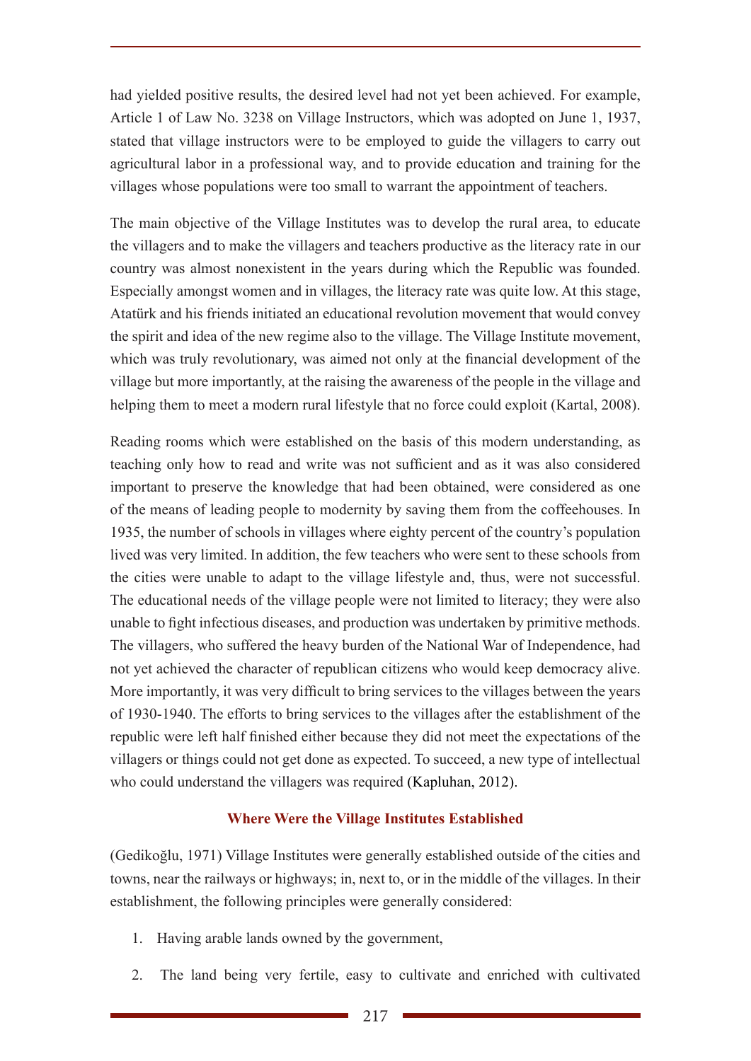had yielded positive results, the desired level had not yet been achieved. For example, Article 1 of Law No. 3238 on Village Instructors, which was adopted on June 1, 1937, stated that village instructors were to be employed to guide the villagers to carry out agricultural labor in a professional way, and to provide education and training for the villages whose populations were too small to warrant the appointment of teachers.

The main objective of the Village Institutes was to develop the rural area, to educate the villagers and to make the villagers and teachers productive as the literacy rate in our country was almost nonexistent in the years during which the Republic was founded. Especially amongst women and in villages, the literacy rate was quite low. At this stage, Atatürk and his friends initiated an educational revolution movement that would convey the spirit and idea of the new regime also to the village. The Village Institute movement, which was truly revolutionary, was aimed not only at the financial development of the village but more importantly, at the raising the awareness of the people in the village and helping them to meet a modern rural lifestyle that no force could exploit (Kartal, 2008).

Reading rooms which were established on the basis of this modern understanding, as teaching only how to read and write was not sufficient and as it was also considered important to preserve the knowledge that had been obtained, were considered as one of the means of leading people to modernity by saving them from the coffeehouses. In 1935, the number of schools in villages where eighty percent of the country's population lived was very limited. In addition, the few teachers who were sent to these schools from the cities were unable to adapt to the village lifestyle and, thus, were not successful. The educational needs of the village people were not limited to literacy; they were also unable to fight infectious diseases, and production was undertaken by primitive methods. The villagers, who suffered the heavy burden of the National War of Independence, had not yet achieved the character of republican citizens who would keep democracy alive. More importantly, it was very difficult to bring services to the villages between the years of 1930-1940. The efforts to bring services to the villages after the establishment of the republic were left half finished either because they did not meet the expectations of the villagers or things could not get done as expected. To succeed, a new type of intellectual who could understand the villagers was required (Kapluhan, 2012).

## Where Were the Village Institutes Established

(Gedikoğlu, 1971) Village Institutes were generally established outside of the cities and towns, near the railways or highways; in, next to, or in the middle of the villages. In their establishment, the following principles were generally considered:

1. Having arable lands owned by the government,
2. The land being very fertile, easy to cultivate and enriched with cultivated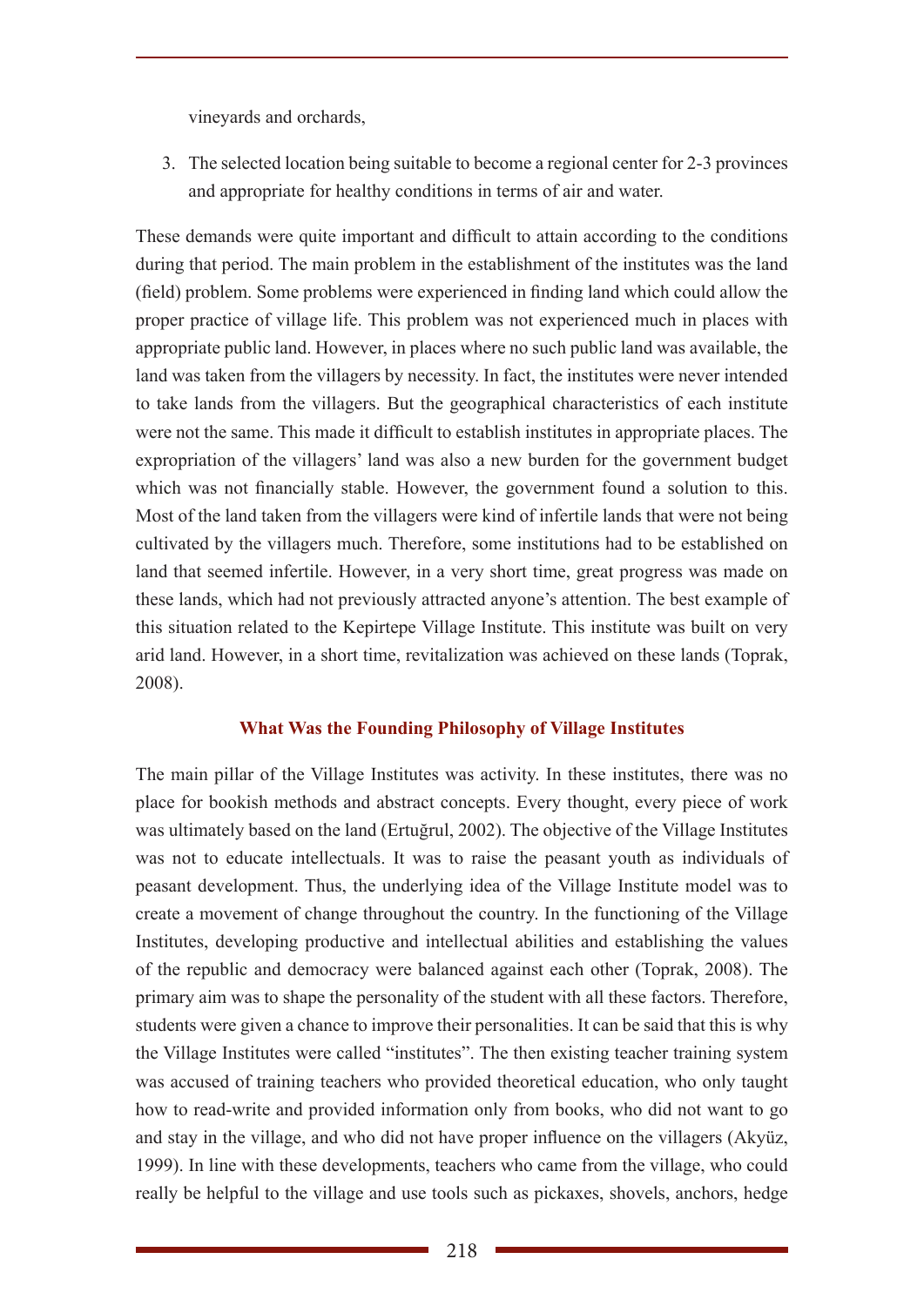vineyards and orchards,

3. The selected location being suitable to become a regional center for 2-3 provinces and appropriate for healthy conditions in terms of air and water.

These demands were quite important and difficult to attain according to the conditions during that period. The main problem in the establishment of the institutes was the land (field) problem. Some problems were experienced in finding land which could allow the proper practice of village life. This problem was not experienced much in places with appropriate public land. However, in places where no such public land was available, the land was taken from the villagers by necessity. In fact, the institutes were never intended to take lands from the villagers. But the geographical characteristics of each institute were not the same. This made it difficult to establish institutes in appropriate places. The expropriation of the villagers' land was also a new burden for the government budget which was not financially stable. However, the government found a solution to this. Most of the land taken from the villagers were kind of infertile lands that were not being cultivated by the villagers much. Therefore, some institutions had to be established on land that seemed infertile. However, in a very short time, great progress was made on these lands, which had not previously attracted anyone's attention. The best example of this situation related to the Kepirtepe Village Institute. This institute was built on very arid land. However, in a short time, revitalization was achieved on these lands (Toprak, 2008).

## What Was the Founding Philosophy of Village Institutes

The main pillar of the Village Institutes was activity. In these institutes, there was no place for bookish methods and abstract concepts. Every thought, every piece of work was ultimately based on the land (Ertuğrul, 2002). The objective of the Village Institutes was not to educate intellectuals. It was to raise the peasant youth as individuals of peasant development. Thus, the underlying idea of the Village Institute model was to create a movement of change throughout the country. In the functioning of the Village Institutes, developing productive and intellectual abilities and establishing the values of the republic and democracy were balanced against each other (Toprak, 2008). The primary aim was to shape the personality of the student with all these factors. Therefore, students were given a chance to improve their personalities. It can be said that this is why the Village Institutes were called "institutes". The then existing teacher training system was accused of training teachers who provided theoretical education, who only taught how to read-write and provided information only from books, who did not want to go and stay in the village, and who did not have proper influence on the villagers (Akyüz, 1999). In line with these developments, teachers who came from the village, who could really be helpful to the village and use tools such as pickaxes, shovels, anchors, hedge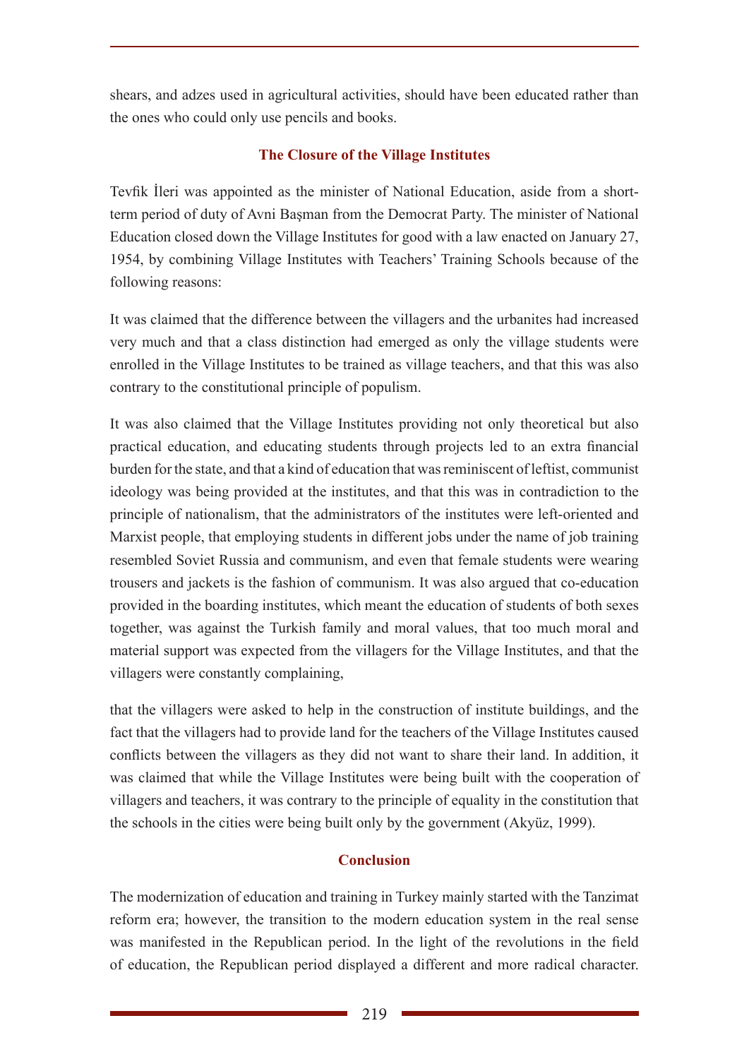shears, and adzes used in agricultural activities, should have been educated rather than the ones who could only use pencils and books.

## The Closure of the Village Institutes

Tevfik İleri was appointed as the minister of National Education, aside from a short-term period of duty of Avni Başman from the Democrat Party. The minister of National Education closed down the Village Institutes for good with a law enacted on January 27, 1954, by combining Village Institutes with Teachers' Training Schools because of the following reasons:

It was claimed that the difference between the villagers and the urbanites had increased very much and that a class distinction had emerged as only the village students were enrolled in the Village Institutes to be trained as village teachers, and that this was also contrary to the constitutional principle of populism.

It was also claimed that the Village Institutes providing not only theoretical but also practical education, and educating students through projects led to an extra financial burden for the state, and that a kind of education that was reminiscent of leftist, communist ideology was being provided at the institutes, and that this was in contradiction to the principle of nationalism, that the administrators of the institutes were left-oriented and Marxist people, that employing students in different jobs under the name of job training resembled Soviet Russia and communism, and even that female students were wearing trousers and jackets is the fashion of communism. It was also argued that co-education provided in the boarding institutes, which meant the education of students of both sexes together, was against the Turkish family and moral values, that too much moral and material support was expected from the villagers for the Village Institutes, and that the villagers were constantly complaining,

that the villagers were asked to help in the construction of institute buildings, and the fact that the villagers had to provide land for the teachers of the Village Institutes caused conflicts between the villagers as they did not want to share their land. In addition, it was claimed that while the Village Institutes were being built with the cooperation of villagers and teachers, it was contrary to the principle of equality in the constitution that the schools in the cities were being built only by the government (Akyüz, 1999).

## Conclusion

The modernization of education and training in Turkey mainly started with the Tanzimat reform era; however, the transition to the modern education system in the real sense was manifested in the Republican period. In the light of the revolutions in the field of education, the Republican period displayed a different and more radical character.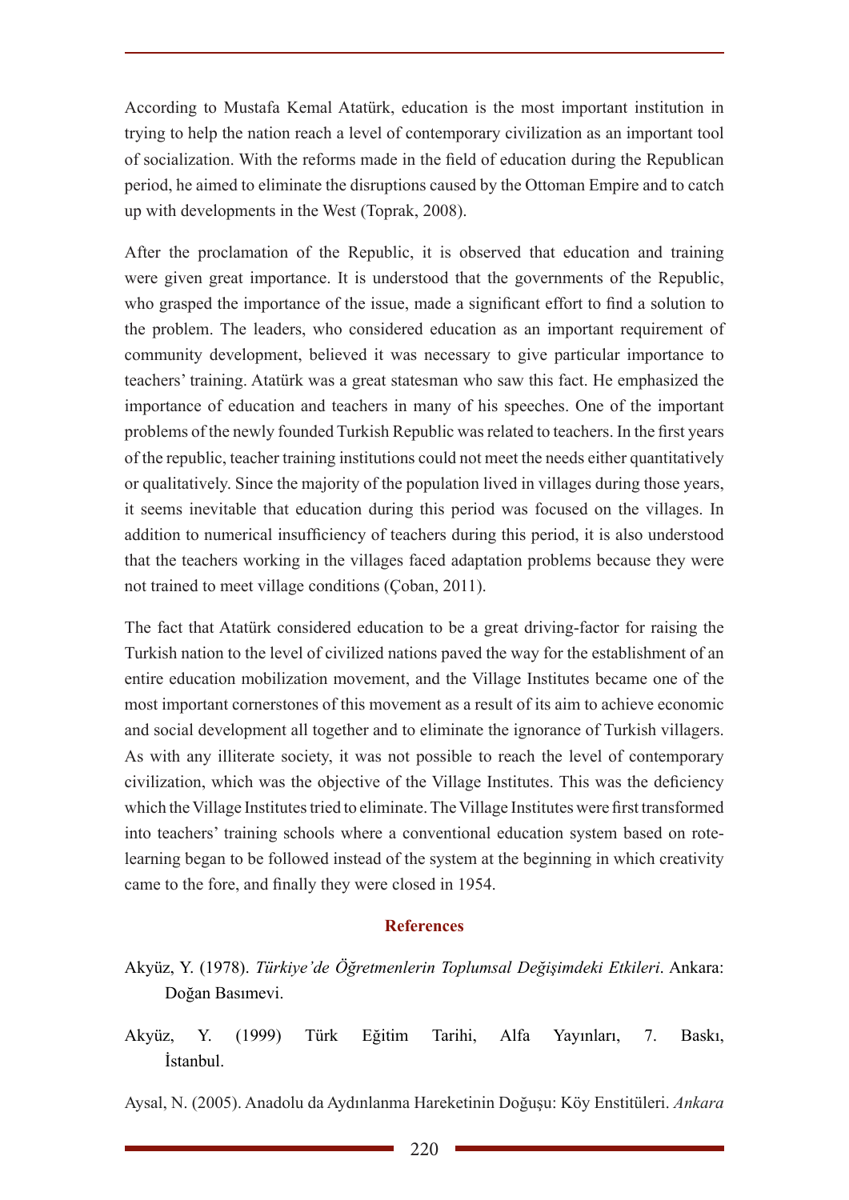According to Mustafa Kemal Atatürk, education is the most important institution in trying to help the nation reach a level of contemporary civilization as an important tool of socialization. With the reforms made in the field of education during the Republican period, he aimed to eliminate the disruptions caused by the Ottoman Empire and to catch up with developments in the West (Toprak, 2008).

After the proclamation of the Republic, it is observed that education and training were given great importance. It is understood that the governments of the Republic, who grasped the importance of the issue, made a significant effort to find a solution to the problem. The leaders, who considered education as an important requirement of community development, believed it was necessary to give particular importance to teachers' training. Atatürk was a great statesman who saw this fact. He emphasized the importance of education and teachers in many of his speeches. One of the important problems of the newly founded Turkish Republic was related to teachers. In the first years of the republic, teacher training institutions could not meet the needs either quantitatively or qualitatively. Since the majority of the population lived in villages during those years, it seems inevitable that education during this period was focused on the villages. In addition to numerical insufficiency of teachers during this period, it is also understood that the teachers working in the villages faced adaptation problems because they were not trained to meet village conditions (Çoban, 2011).

The fact that Atatürk considered education to be a great driving-factor for raising the Turkish nation to the level of civilized nations paved the way for the establishment of an entire education mobilization movement, and the Village Institutes became one of the most important cornerstones of this movement as a result of its aim to achieve economic and social development all together and to eliminate the ignorance of Turkish villagers. As with any illiterate society, it was not possible to reach the level of contemporary civilization, which was the objective of the Village Institutes. This was the deficiency which the Village Institutes tried to eliminate. The Village Institutes were first transformed into teachers' training schools where a conventional education system based on rote-learning began to be followed instead of the system at the beginning in which creativity came to the fore, and finally they were closed in 1954.

## References

Akyüz, Y. (1978). *Türkiye'de Öğretmenlerin Toplumsal Değişimdeki Etkileri*. Ankara: Doğan Basımevi.

Akyüz, Y. (1999) Türk Eğitim Tarihi, Alfa Yayınları, 7. Baskı, İstanbul.

Aysal, N. (2005). Anadolu da Aydınlanma Hareketinin Doğuşu: Köy Enstitüleri. *Ankara*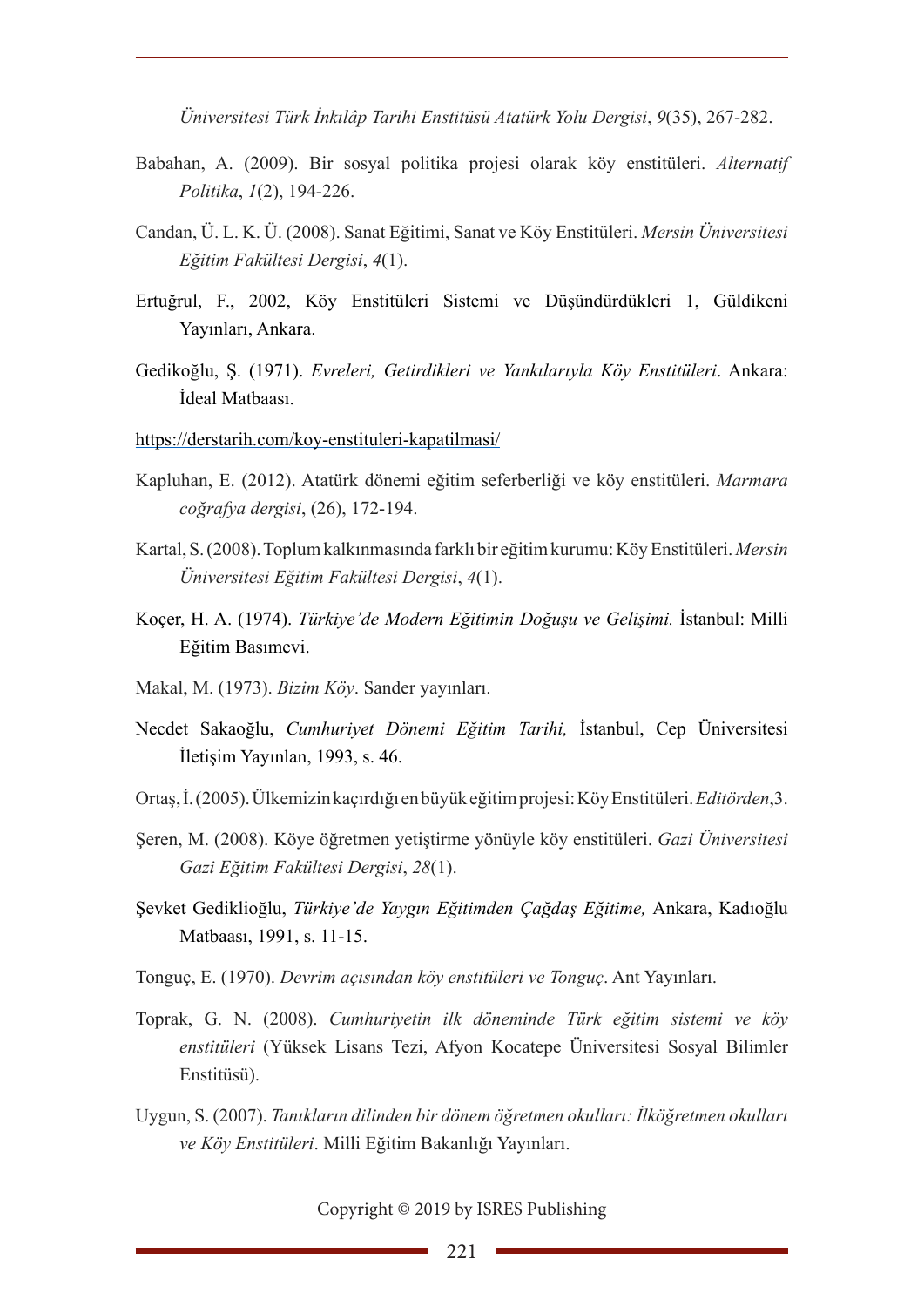*Üniversitesi Türk İnkılâp Tarihi Enstitüsü Atatürk Yolu Dergisi*, *9*(35), 267-282.

Babahan, A. (2009). Bir sosyal politika projesi olarak köy enstitüleri. *Alternatif Politika*, *1*(2), 194-226.

Candan, Ü. L. K. Ü. (2008). Sanat Eğitimi, Sanat ve Köy Enstitüleri. *Mersin Üniversitesi Eğitim Fakültesi Dergisi*, *4*(1).

Ertuğrul, F., 2002, Köy Enstitüleri Sistemi ve Düşündürdükleri 1, Güldikeni Yayınları, Ankara.

Gedikoğlu, Ş. (1971). *Evreleri, Getirdikleri ve Yankılarıyla Köy Enstitüleri*. Ankara: İdeal Matbaası.

https://derstarih.com/koy-enstituleri-kapatilmasi/

Kapluhan, E. (2012). Atatürk dönemi eğitim seferberliği ve köy enstitüleri. *Marmara coğrafya dergisi*, (26), 172-194.

Kartal, S. (2008). Toplum kalkınmasında farklı bir eğitim kurumu: Köy Enstitüleri. *Mersin Üniversitesi Eğitim Fakültesi Dergisi*, *4*(1).

Koçer, H. A. (1974). *Türkiye'de Modern Eğitimin Doğuşu ve Gelişimi.* İstanbul: Milli Eğitim Basımevi.

Makal, M. (1973). *Bizim Köy*. Sander yayınları.

Necdet Sakaoğlu, *Cumhuriyet Dönemi Eğitim Tarihi,* İstanbul, Cep Üniversitesi İletişim Yayınlan, 1993, s. 46.

Ortaş, İ. (2005). Ülkemizin kaçırdığı en büyük eğitim projesi: Köy Enstitüleri. *Editörden*,3.

Şeren, M. (2008). Köye öğretmen yetiştirme yönüyle köy enstitüleri. *Gazi Üniversitesi Gazi Eğitim Fakültesi Dergisi*, *28*(1).

Şevket Gediklioğlu, *Türkiye'de Yaygın Eğitimden Çağdaş Eğitime,* Ankara, Kadıoğlu Matbaası, 1991, s. 11-15.

Tonguç, E. (1970). *Devrim açısından köy enstitüleri ve Tonguç*. Ant Yayınları.

Toprak, G. N. (2008). *Cumhuriyetin ilk döneminde Türk eğitim sistemi ve köy enstitüleri* (Yüksek Lisans Tezi, Afyon Kocatepe Üniversitesi Sosyal Bilimler Enstitüsü).

Uygun, S. (2007). *Tanıkların dilinden bir dönem öğretmen okulları: İlköğretmen okulları ve Köy Enstitüleri*. Milli Eğitim Bakanlığı Yayınları.

Copyright © 2019 by ISRES Publishing